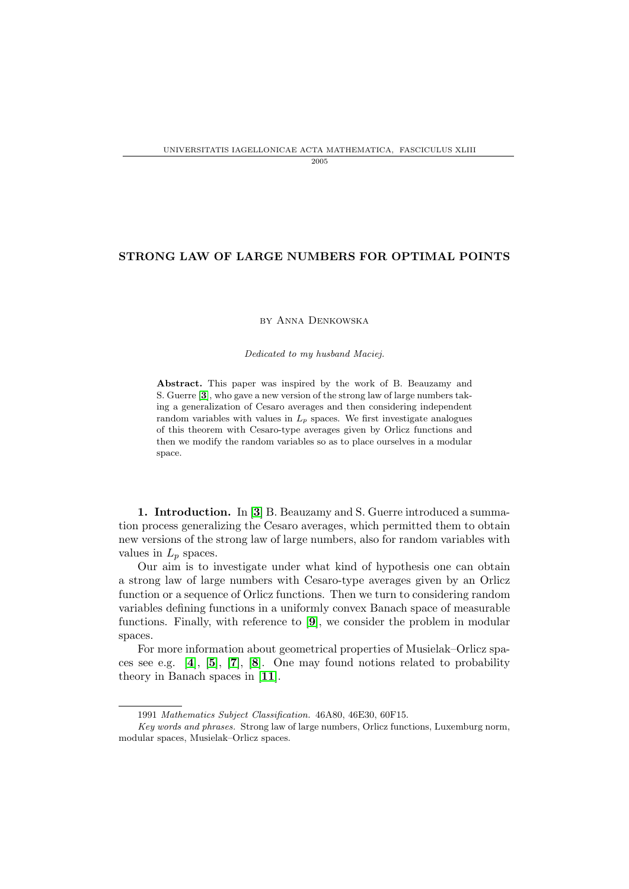# STRONG LAW OF LARGE NUMBERS FOR OPTIMAL POINTS

by Anna Denkowska

*Dedicated to my husband Maciej.*

**Abstract.** This paper was inspired by the work of B. Beauzamy and S. Guerre [**3**], who gave a new version of the strong law of large numbers taking a generalization of Cesaro averages and then considering independent random variables with values in $L_p$ spaces. We first investigate analogues of this theorem with Cesaro-type averages given by Orlicz functions and then we modify the random variables so as to place ourselves in a modular space.

**1. Introduction.** In [**3**] B. Beauzamy and S. Guerre introduced a summation process generalizing the Cesaro averages, which permitted them to obtain new versions of the strong law of large numbers, also for random variables with values in $L_p$ spaces.

Our aim is to investigate under what kind of hypothesis one can obtain a strong law of large numbers with Cesaro-type averages given by an Orlicz function or a sequence of Orlicz functions. Then we turn to considering random variables defining functions in a uniformly convex Banach space of measurable functions. Finally, with reference to [**9**], we consider the problem in modular spaces.

For more information about geometrical properties of Musielak–Orlicz spaces see e.g. [**4**], [**5**], [**7**], [**8**]. One may found notions related to probability theory in Banach spaces in [**11**].

1991 *Mathematics Subject Classification.* 46A80, 46E30, 60F15.

*Key words and phrases.* Strong law of large numbers, Orlicz functions, Luxemburg norm, modular spaces, Musielak–Orlicz spaces.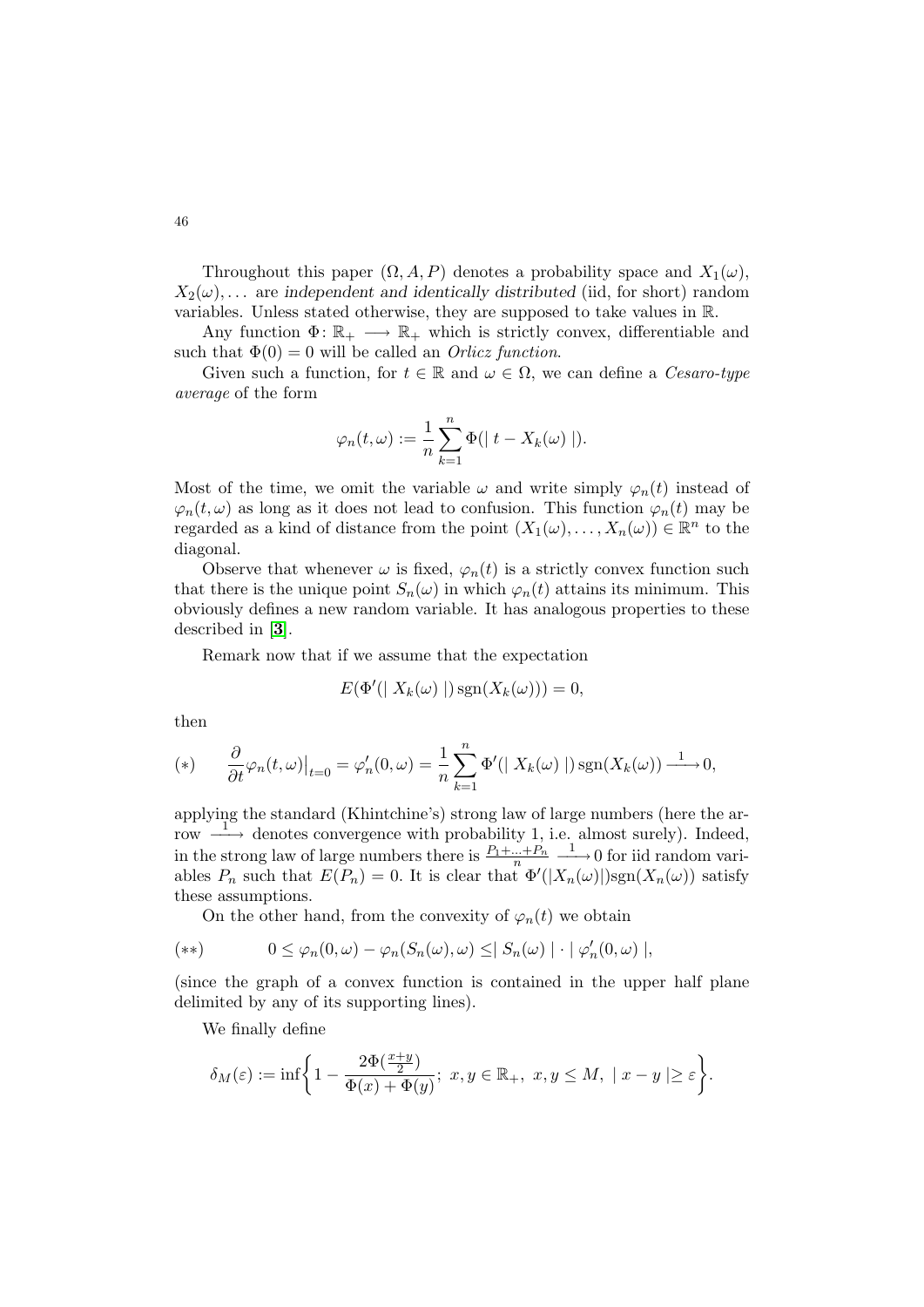Throughout this paper $(\Omega, A, P)$ denotes a probability space and $X_1(\omega)$, $X_2(\omega), \ldots$ are *independent and identically distributed* (iid, for short) random variables. Unless stated otherwise, they are supposed to take values in $\mathbb{R}$.

Any function $\Phi\colon \mathbb{R}_+ \longrightarrow \mathbb{R}_+$ which is strictly convex, differentiable and such that $\Phi(0) = 0$ will be called an *Orlicz function*.

Given such a function, for $t \in \mathbb{R}$ and $\omega \in \Omega$, we can define a *Cesaro-type average* of the form

$$\varphi_n(t, \omega) := \frac{1}{n} \sum_{k=1}^{n} \Phi(\mid t - X_k(\omega) \mid).$$

Most of the time, we omit the variable $\omega$ and write simply $\varphi_n(t)$ instead of $\varphi_n(t, \omega)$ as long as it does not lead to confusion. This function $\varphi_n(t)$ may be regarded as a kind of distance from the point $(X_1(\omega), \ldots, X_n(\omega)) \in \mathbb{R}^n$ to the diagonal.

Observe that whenever $\omega$ is fixed, $\varphi_n(t)$ is a strictly convex function such that there is the unique point $S_n(\omega)$ in which $\varphi_n(t)$ attains its minimum. This obviously defines a new random variable. It has analogous properties to these described in [3].

Remark now that if we assume that the expectation

$$E(\Phi'(\mid X_k(\omega) \mid) \operatorname{sgn}(X_k(\omega))) = 0,$$

then

$$(*) \qquad \frac{\partial}{\partial t} \varphi_n(t, \omega)\big|_{t=0} = \varphi_n'(0, \omega) = \frac{1}{n} \sum_{k=1}^{n} \Phi'(\mid X_k(\omega) \mid) \operatorname{sgn}(X_k(\omega)) \xrightarrow{\;1\;} 0,$$

applying the standard (Khintchine's) strong law of large numbers (here the arrow $\xrightarrow{\;1\;}$ denotes convergence with probability 1, i.e. almost surely). Indeed, in the strong law of large numbers there is $\frac{P_1 + \ldots + P_n}{n} \xrightarrow{\;1\;} 0$ for iid random variables $P_n$ such that $E(P_n) = 0$. It is clear that $\Phi'(|X_n(\omega)|)\operatorname{sgn}(X_n(\omega))$ satisfy these assumptions.

On the other hand, from the convexity of $\varphi_n(t)$ we obtain

$$(**) \qquad 0 \leq \varphi_n(0, \omega) - \varphi_n(S_n(\omega), \omega) \leq \mid S_n(\omega) \mid \cdot \mid \varphi_n'(0, \omega) \mid,$$

(since the graph of a convex function is contained in the upper half plane delimited by any of its supporting lines).

We finally define

$$\delta_M(\varepsilon) := \inf \left\{ 1 - \frac{2\Phi(\frac{x+y}{2})}{\Phi(x) + \Phi(y)};\ x, y \in \mathbb{R}_+,\ x, y \leq M,\ \mid x - y \mid \geq \varepsilon \right\}.$$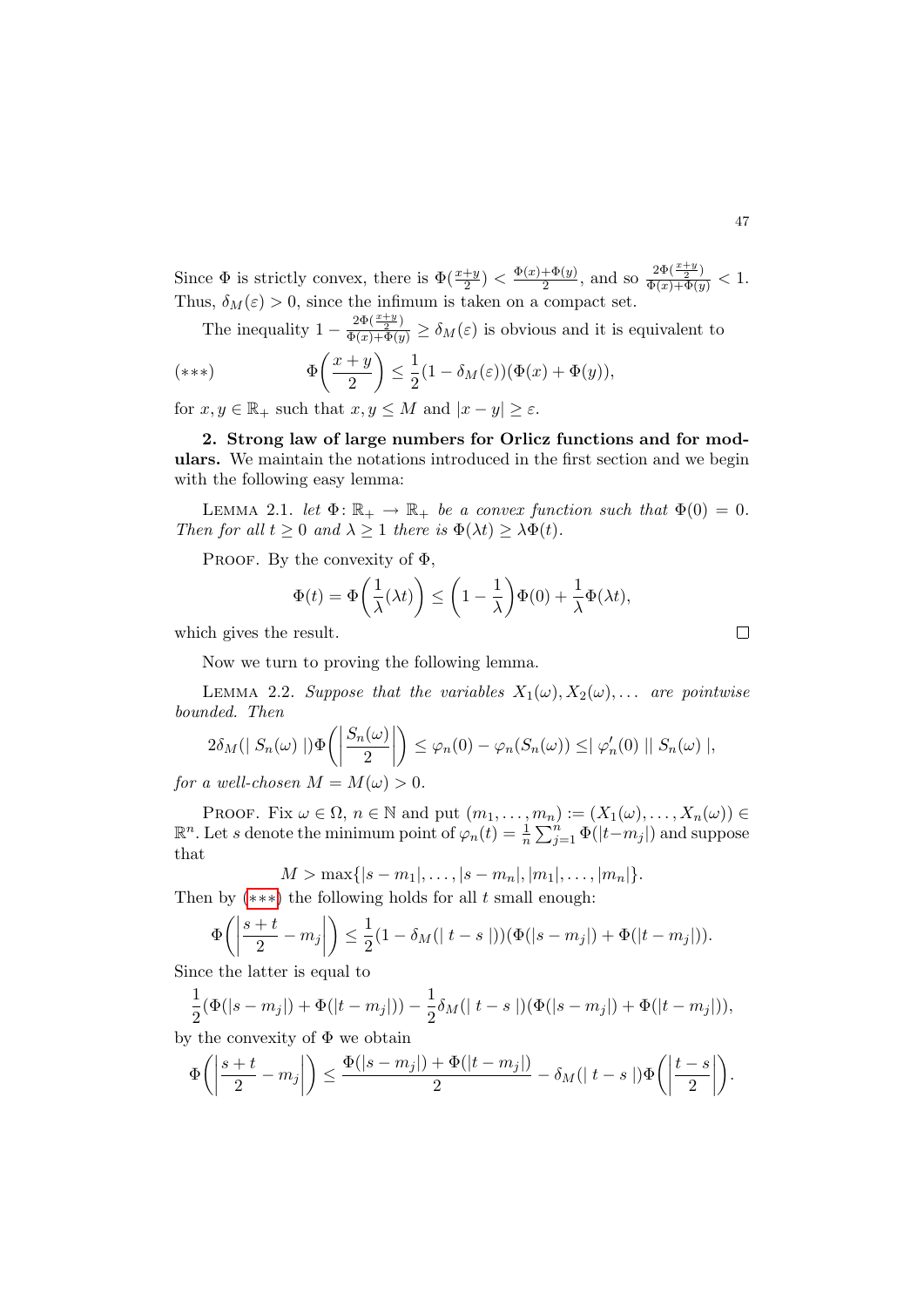Since $\Phi$ is strictly convex, there is $\Phi(\frac{x+y}{2}) < \frac{\Phi(x)+\Phi(y)}{2}$, and so $\frac{2\Phi(\frac{x+y}{2})}{\Phi(x)+\Phi(y)} < 1$. Thus, $\delta_M(\varepsilon) > 0$, since the infimum is taken on a compact set.

The inequality $1 - \frac{2\Phi(\frac{x+y}{2})}{\Phi(x)+\Phi(y)} \geq \delta_M(\varepsilon)$ is obvious and it is equivalent to

$$(***) \qquad \Phi\left(\frac{x+y}{2}\right) \leq \frac{1}{2}(1-\delta_M(\varepsilon))(\Phi(x)+\Phi(y)),$$

for $x, y \in \mathbb{R}_+$ such that $x, y \leq M$ and $|x-y| \geq \varepsilon$.

**2. Strong law of large numbers for Orlicz functions and for modulars.** We maintain the notations introduced in the first section and we begin with the following easy lemma:

Lemma 2.1. *let $\Phi\colon \mathbb{R}_+ \to \mathbb{R}_+$ be a convex function such that $\Phi(0) = 0$. Then for all $t \geq 0$ and $\lambda \geq 1$ there is $\Phi(\lambda t) \geq \lambda \Phi(t)$.*

Proof. By the convexity of $\Phi$,

$$\Phi(t) = \Phi\left(\frac{1}{\lambda}(\lambda t)\right) \leq \left(1 - \frac{1}{\lambda}\right)\Phi(0) + \frac{1}{\lambda}\Phi(\lambda t),$$

which gives the result. □

Now we turn to proving the following lemma.

Lemma 2.2. *Suppose that the variables $X_1(\omega), X_2(\omega), \ldots$ are pointwise bounded. Then*

$$2\delta_M(|\, S_n(\omega)\,|)\Phi\left(\left|\frac{S_n(\omega)}{2}\right|\right) \leq \varphi_n(0) - \varphi_n(S_n(\omega)) \leq |\, \varphi_n'(0)\,||\, S_n(\omega)\,|,$$

*for a well-chosen $M = M(\omega) > 0$.*

Proof. Fix $\omega \in \Omega$, $n \in \mathbb{N}$ and put $(m_1, \ldots, m_n) := (X_1(\omega), \ldots, X_n(\omega)) \in \mathbb{R}^n$. Let $s$ denote the minimum point of $\varphi_n(t) = \frac{1}{n}\sum_{j=1}^n \Phi(|t-m_j|)$ and suppose that

$$M > \max\{|s-m_1|, \ldots, |s-m_n|, |m_1|, \ldots, |m_n|\}.$$

Then by (***) the following holds for all $t$ small enough:

$$\Phi\left(\left|\frac{s+t}{2} - m_j\right|\right) \leq \frac{1}{2}(1 - \delta_M(|\, t-s\,|))(\Phi(|s-m_j|) + \Phi(|t-m_j|)).$$

Since the latter is equal to

$$\frac{1}{2}(\Phi(|s-m_j|) + \Phi(|t-m_j|)) - \frac{1}{2}\delta_M(|\, t-s\,|)(\Phi(|s-m_j|) + \Phi(|t-m_j|)),$$

by the convexity of $\Phi$ we obtain

$$\Phi\left(\left|\frac{s+t}{2} - m_j\right|\right) \leq \frac{\Phi(|s-m_j|) + \Phi(|t-m_j|)}{2} - \delta_M(|\, t-s\,|)\Phi\left(\left|\frac{t-s}{2}\right|\right).$$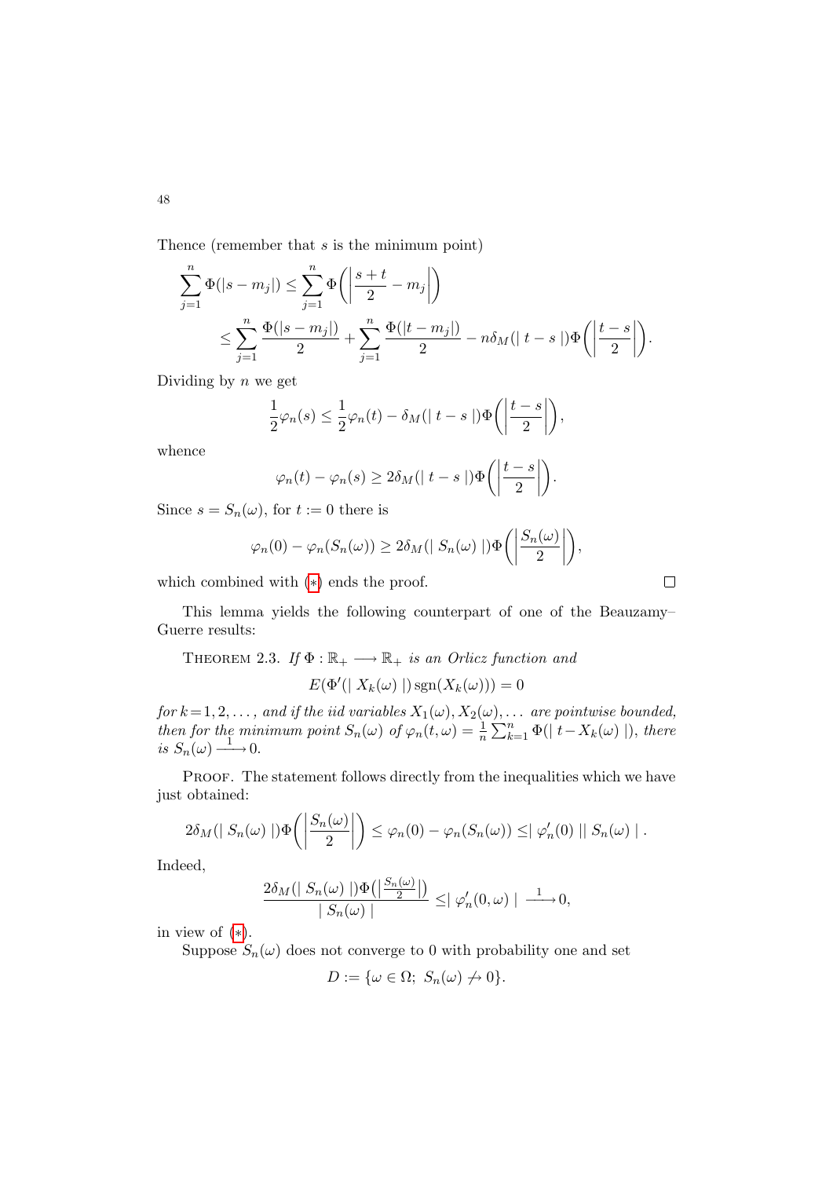Thence (remember that $s$ is the minimum point)

$$\sum_{j=1}^{n} \Phi(|s-m_j|) \leq \sum_{j=1}^{n} \Phi\left(\left|\frac{s+t}{2}-m_j\right|\right)$$
$$\leq \sum_{j=1}^{n} \frac{\Phi(|s-m_j|)}{2} + \sum_{j=1}^{n} \frac{\Phi(|t-m_j|)}{2} - n\delta_M(|\, t-s\,|)\Phi\left(\left|\frac{t-s}{2}\right|\right).$$

Dividing by $n$ we get

$$\frac{1}{2}\varphi_n(s) \leq \frac{1}{2}\varphi_n(t) - \delta_M(|\, t-s\,|)\Phi\left(\left|\frac{t-s}{2}\right|\right),$$

whence

$$\varphi_n(t) - \varphi_n(s) \geq 2\delta_M(|\, t-s\,|)\Phi\left(\left|\frac{t-s}{2}\right|\right).$$

Since $s = S_n(\omega)$, for $t := 0$ there is

$$\varphi_n(0) - \varphi_n(S_n(\omega)) \geq 2\delta_M(|\, S_n(\omega)\,|)\Phi\left(\left|\frac{S_n(\omega)}{2}\right|\right),$$

which combined with (*) ends the proof. □

This lemma yields the following counterpart of one of the Beauzamy–Guerre results:

Theorem 2.3. *If $\Phi : \mathbb{R}_+ \longrightarrow \mathbb{R}_+$ is an Orlicz function and*

$$E(\Phi'(|\, X_k(\omega)\,|)\,\mathrm{sgn}(X_k(\omega))) = 0$$

*for $k = 1, 2, \ldots,$ and if the iid variables $X_1(\omega), X_2(\omega), \ldots$ are pointwise bounded, then for the minimum point $S_n(\omega)$ of $\varphi_n(t,\omega) = \frac{1}{n}\sum_{k=1}^{n}\Phi(|\, t - X_k(\omega)\,|)$, there is $S_n(\omega) \xrightarrow{1} 0$.*

Proof. The statement follows directly from the inequalities which we have just obtained:

$$2\delta_M(|\, S_n(\omega)\,|)\Phi\left(\left|\frac{S_n(\omega)}{2}\right|\right) \leq \varphi_n(0) - \varphi_n(S_n(\omega)) \leq |\, \varphi_n'(0)\,||\, S_n(\omega)\,|\,.$$

Indeed,

$$\frac{2\delta_M(|\, S_n(\omega)\,|)\Phi\left(\left|\frac{S_n(\omega)}{2}\right|\right)}{|\, S_n(\omega)\,|} \leq |\, \varphi_n'(0,\omega)\,| \xrightarrow{1} 0,$$

in view of (*).

Suppose $S_n(\omega)$ does not converge to 0 with probability one and set

$$D := \{\omega \in \Omega;\ S_n(\omega) \not\to 0\}.$$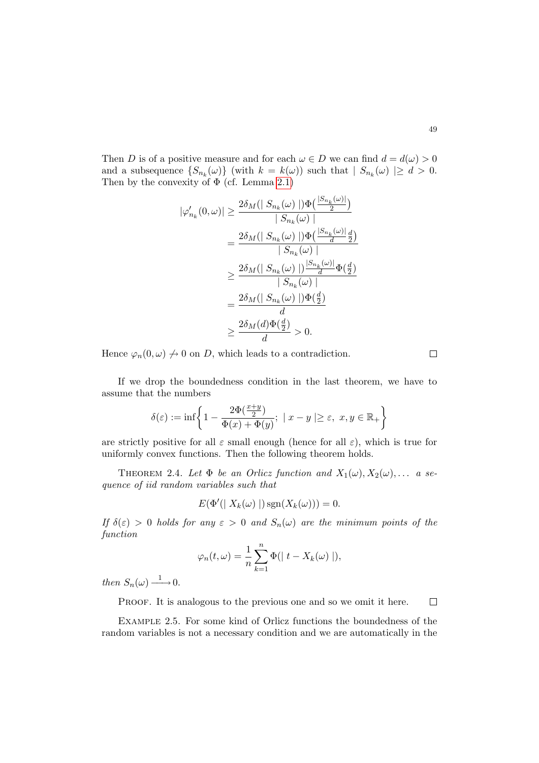Then $D$ is of a positive measure and for each $\omega \in D$ we can find $d = d(\omega) > 0$ and a subsequence $\{S_{n_k}(\omega)\}$ (with $k = k(\omega)$) such that $| S_{n_k}(\omega) | \geq d > 0$. Then by the convexity of $\Phi$ (cf. Lemma 2.1)

$$
\begin{aligned}
|\varphi'_{n_k}(0,\omega)| &\geq \frac{2\delta_M(| S_{n_k}(\omega) |)\Phi\big(\frac{|S_{n_k}(\omega)|}{2}\big)}{| S_{n_k}(\omega) |} \\
&= \frac{2\delta_M(| S_{n_k}(\omega) |)\Phi\big(\frac{|S_{n_k}(\omega)|}{d}\frac{d}{2}\big)}{| S_{n_k}(\omega) |} \\
&\geq \frac{2\delta_M(| S_{n_k}(\omega) |)\frac{|S_{n_k}(\omega)|}{d}\Phi(\frac{d}{2})}{| S_{n_k}(\omega) |} \\
&= \frac{2\delta_M(| S_{n_k}(\omega) |)\Phi(\frac{d}{2})}{d} \\
&\geq \frac{2\delta_M(d)\Phi(\frac{d}{2})}{d} > 0.
\end{aligned}
$$

Hence $\varphi_n(0,\omega) \not\to 0$ on $D$, which leads to a contradiction. $\square$

If we drop the boundedness condition in the last theorem, we have to assume that the numbers

$$
\delta(\varepsilon) := \inf\bigg\{ 1 - \frac{2\Phi(\frac{x+y}{2})}{\Phi(x)+\Phi(y)};\ | x - y | \geq \varepsilon,\ x, y \in \mathbb{R}_+ \bigg\}
$$

are strictly positive for all $\varepsilon$ small enough (hence for all $\varepsilon$), which is true for uniformly convex functions. Then the following theorem holds.

Theorem 2.4. *Let $\Phi$ be an Orlicz function and $X_1(\omega), X_2(\omega), \ldots$ a sequence of iid random variables such that*

$$
E(\Phi'(| X_k(\omega) |)\operatorname{sgn}(X_k(\omega))) = 0.
$$

*If $\delta(\varepsilon) > 0$ holds for any $\varepsilon > 0$ and $S_n(\omega)$ are the minimum points of the function*

$$
\varphi_n(t,\omega) = \frac{1}{n}\sum_{k=1}^{n} \Phi(| t - X_k(\omega) |),
$$

*then $S_n(\omega) \xrightarrow{\ 1\ } 0$.*

Proof. It is analogous to the previous one and so we omit it here. $\square$

Example 2.5. For some kind of Orlicz functions the boundedness of the random variables is not a necessary condition and we are automatically in the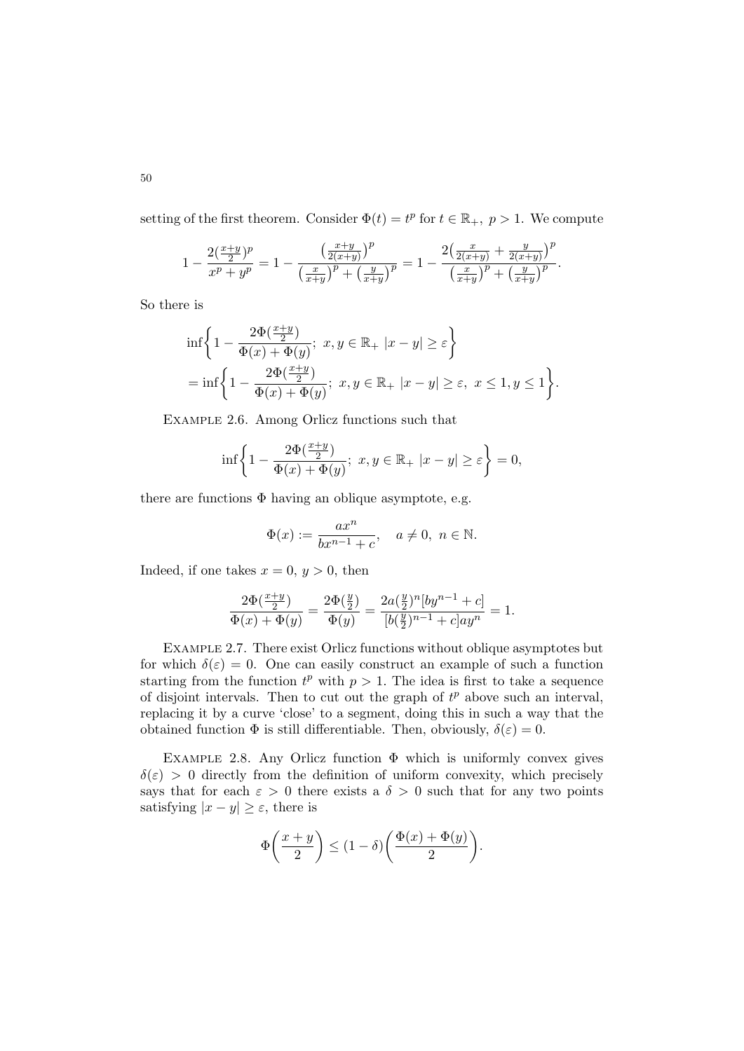setting of the first theorem. Consider $\Phi(t) = t^p$ for $t \in \mathbb{R}_+,\ p > 1$. We compute

$$1 - \frac{2(\frac{x+y}{2})^p}{x^p + y^p} = 1 - \frac{\left(\frac{x+y}{2(x+y)}\right)^p}{\left(\frac{x}{x+y}\right)^p + \left(\frac{y}{x+y}\right)^p} = 1 - \frac{2\left(\frac{x}{2(x+y)} + \frac{y}{2(x+y)}\right)^p}{\left(\frac{x}{x+y}\right)^p + \left(\frac{y}{x+y}\right)^p}.$$

So there is

$$\begin{aligned}
&\inf\left\{1 - \frac{2\Phi(\frac{x+y}{2})}{\Phi(x)+\Phi(y)};\ x, y \in \mathbb{R}_+\ |x-y| \geq \varepsilon\right\} \\
&= \inf\left\{1 - \frac{2\Phi(\frac{x+y}{2})}{\Phi(x)+\Phi(y)};\ x, y \in \mathbb{R}_+\ |x-y| \geq \varepsilon,\ x \leq 1, y \leq 1\right\}.
\end{aligned}$$

Example 2.6. Among Orlicz functions such that

$$\inf\left\{1 - \frac{2\Phi(\frac{x+y}{2})}{\Phi(x)+\Phi(y)};\ x, y \in \mathbb{R}_+\ |x-y| \geq \varepsilon\right\} = 0,$$

there are functions $\Phi$ having an oblique asymptote, e.g.

$$\Phi(x) := \frac{ax^n}{bx^{n-1} + c}, \quad a \neq 0,\ n \in \mathbb{N}.$$

Indeed, if one takes $x = 0,\ y > 0$, then

$$\frac{2\Phi(\frac{x+y}{2})}{\Phi(x)+\Phi(y)} = \frac{2\Phi(\frac{y}{2})}{\Phi(y)} = \frac{2a(\frac{y}{2})^n[by^{n-1}+c]}{[b(\frac{y}{2})^{n-1}+c]ay^n} = 1.$$

Example 2.7. There exist Orlicz functions without oblique asymptotes but for which $\delta(\varepsilon) = 0$. One can easily construct an example of such a function starting from the function $t^p$ with $p > 1$. The idea is first to take a sequence of disjoint intervals. Then to cut out the graph of $t^p$ above such an interval, replacing it by a curve 'close' to a segment, doing this in such a way that the obtained function $\Phi$ is still differentiable. Then, obviously, $\delta(\varepsilon) = 0$.

Example 2.8. Any Orlicz function $\Phi$ which is uniformly convex gives $\delta(\varepsilon) > 0$ directly from the definition of uniform convexity, which precisely says that for each $\varepsilon > 0$ there exists a $\delta > 0$ such that for any two points satisfying $|x - y| \geq \varepsilon$, there is

$$\Phi\left(\frac{x+y}{2}\right) \leq (1-\delta)\left(\frac{\Phi(x)+\Phi(y)}{2}\right).$$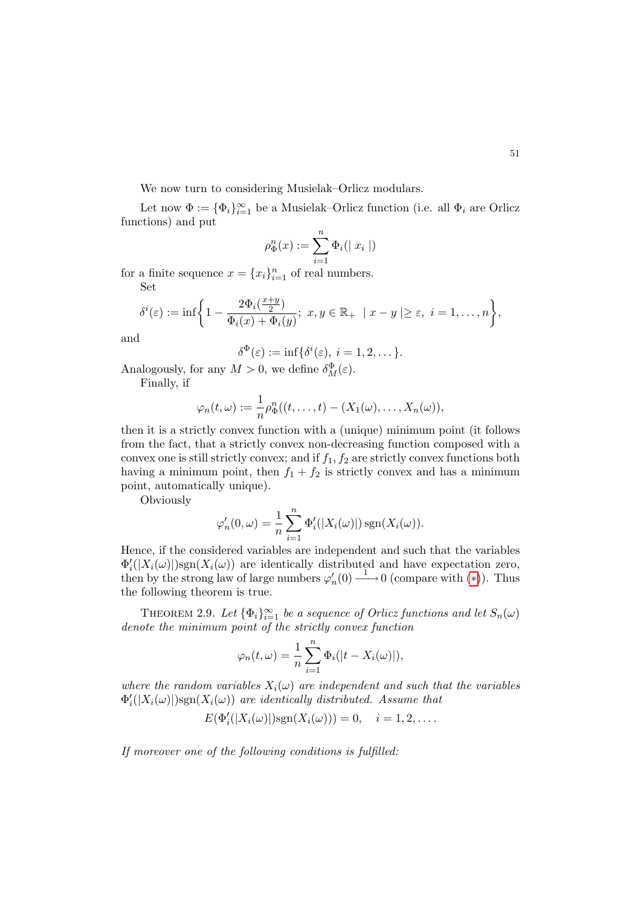We now turn to considering Musielak–Orlicz modulars.

Let now $\Phi := \{\Phi_i\}_{i=1}^{\infty}$ be a Musielak–Orlicz function (i.e. all $\Phi_i$ are Orlicz functions) and put

$$\rho_{\Phi}^{n}(x) := \sum_{i=1}^{n} \Phi_i(\mid x_i \mid)$$

for a finite sequence $x = \{x_i\}_{i=1}^{n}$ of real numbers.

Set

$$\delta^i(\varepsilon) := \inf\bigg\{1 - \frac{2\Phi_i(\frac{x+y}{2})}{\Phi_i(x) + \Phi_i(y)};\ x, y \in \mathbb{R}_+ \ \mid x - y \mid \geq \varepsilon,\ i = 1, \ldots, n\bigg\},$$

and

$$\delta^{\Phi}(\varepsilon) := \inf\{\delta^i(\varepsilon),\ i = 1, 2, \ldots\}.$$

Analogously, for any $M > 0$, we define $\delta_M^{\Phi}(\varepsilon)$.

Finally, if

$$\varphi_n(t, \omega) := \frac{1}{n}\rho_{\Phi}^{n}((t, \ldots, t) - (X_1(\omega), \ldots, X_n(\omega)),$$

then it is a strictly convex function with a (unique) minimum point (it follows from the fact, that a strictly convex non-decreasing function composed with a convex one is still strictly convex; and if $f_1, f_2$ are strictly convex functions both having a minimum point, then $f_1 + f_2$ is strictly convex and has a minimum point, automatically unique).

Obviously

$$\varphi_n'(0, \omega) = \frac{1}{n}\sum_{i=1}^{n} \Phi_i'(|X_i(\omega)|)\,\mathrm{sgn}(X_i(\omega)).$$

Hence, if the considered variables are independent and such that the variables $\Phi_i'(|X_i(\omega)|)\mathrm{sgn}(X_i(\omega))$ are identically distributed and have expectation zero, then by the strong law of large numbers $\varphi_n'(0) \xrightarrow{1} 0$ (compare with (*)). Thus the following theorem is true.

Theorem 2.9. *Let $\{\Phi_i\}_{i=1}^{\infty}$ be a sequence of Orlicz functions and let $S_n(\omega)$ denote the minimum point of the strictly convex function*

$$\varphi_n(t, \omega) = \frac{1}{n}\sum_{i=1}^{n} \Phi_i(|t - X_i(\omega)|),$$

*where the random variables $X_i(\omega)$ are independent and such that the variables $\Phi_i'(|X_i(\omega)|)\mathrm{sgn}(X_i(\omega))$ are identically distributed. Assume that*

$$E(\Phi_i'(|X_i(\omega)|)\mathrm{sgn}(X_i(\omega))) = 0, \quad i = 1, 2, \ldots.$$

*If moreover one of the following conditions is fulfilled:*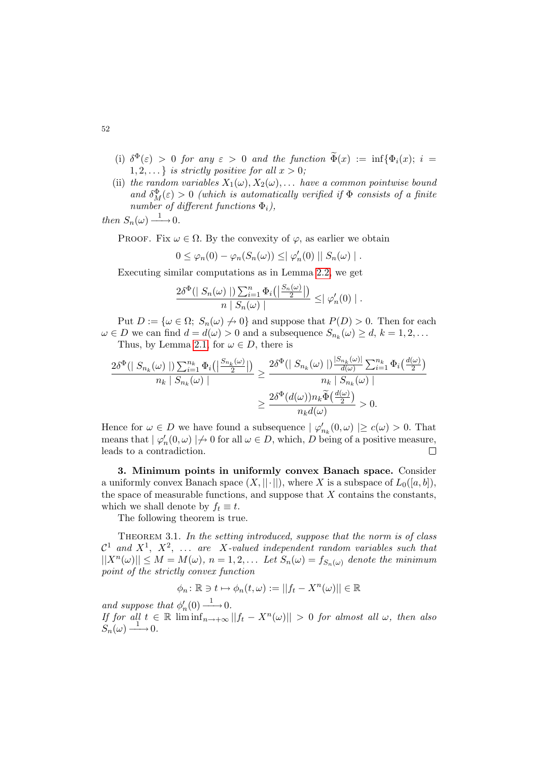(i) $\delta^{\Phi}(\varepsilon) > 0$ *for any* $\varepsilon > 0$ *and the function* $\widetilde{\Phi}(x) := \inf\{\Phi_i(x);\ i = 1, 2, \dots\}$ *is strictly positive for all* $x > 0$*;*

(ii) *the random variables* $X_1(\omega), X_2(\omega), \dots$ *have a common pointwise bound and* $\delta_M^{\Phi}(\varepsilon) > 0$ *(which is automatically verified if* $\Phi$ *consists of a finite number of different functions* $\Phi_i$*),*

*then* $S_n(\omega) \xrightarrow{\ 1\ } 0$.

Proof. Fix $\omega \in \Omega$. By the convexity of $\varphi$, as earlier we obtain

$$0 \le \varphi_n(0) - \varphi_n(S_n(\omega)) \le \mid \varphi_n'(0) \mid\mid S_n(\omega) \mid .$$

Executing similar computations as in Lemma 2.2, we get

$$\frac{2\delta^{\Phi}(\mid S_n(\omega) \mid) \sum_{i=1}^{n} \Phi_i\big(\big|\frac{S_n(\omega)}{2}\big|\big)}{n \mid S_n(\omega) \mid} \le \mid \varphi_n'(0) \mid .$$

Put $D := \{\omega \in \Omega;\ S_n(\omega) \not\to 0\}$ and suppose that $P(D) > 0$. Then for each $\omega \in D$ we can find $d = d(\omega) > 0$ and a subsequence $S_{n_k}(\omega) \ge d$, $k = 1, 2, \dots$

Thus, by Lemma 2.1, for $\omega \in D$, there is

$$\begin{aligned}\frac{2\delta^{\Phi}(\mid S_{n_k}(\omega) \mid) \sum_{i=1}^{n_k} \Phi_i\big(\big|\frac{S_{n_k}(\omega)}{2}\big|\big)}{n_k \mid S_{n_k}(\omega) \mid} &\ge \frac{2\delta^{\Phi}(\mid S_{n_k}(\omega) \mid) \frac{|S_{n_k}(\omega)|}{d(\omega)} \sum_{i=1}^{n_k} \Phi_i\big(\frac{d(\omega)}{2}\big)}{n_k \mid S_{n_k}(\omega) \mid} \\ &\ge \frac{2\delta^{\Phi}(d(\omega)) n_k \widetilde{\Phi}\big(\frac{d(\omega)}{2}\big)}{n_k d(\omega)} > 0.\end{aligned}$$

Hence for $\omega \in D$ we have found a subsequence $\mid \varphi_{n_k}'(0, \omega) \mid \ge c(\omega) > 0$. That means that $\mid \varphi_n'(0, \omega) \mid \not\to 0$ for all $\omega \in D$, which, $D$ being of a positive measure, leads to a contradiction. □

**3. Minimum points in uniformly convex Banach space.** Consider a uniformly convex Banach space $(X, ||\cdot||)$, where $X$ is a subspace of $L_0([a, b])$, the space of measurable functions, and suppose that $X$ contains the constants, which we shall denote by $f_t \equiv t$.

The following theorem is true.

Theorem 3.1. *In the setting introduced, suppose that the norm is of class* $\mathcal{C}^1$ *and* $X^1$, $X^2$, $\dots$ *are* $X$*-valued independent random variables such that* $||X^n(\omega)|| \le M = M(\omega)$, $n = 1, 2, \dots$ *Let* $S_n(\omega) = f_{S_n(\omega)}$ *denote the minimum point of the strictly convex function*

$$\phi_n \colon \mathbb{R} \ni t \mapsto \phi_n(t, \omega) := ||f_t - X^n(\omega)|| \in \mathbb{R}$$

*and suppose that* $\phi_n'(0) \xrightarrow{\ 1\ } 0$.

*If for all* $t \in \mathbb{R}$ $\liminf_{n \to +\infty} ||f_t - X^n(\omega)|| > 0$ *for almost all* $\omega$*, then also* $S_n(\omega) \xrightarrow{\ 1\ } 0$.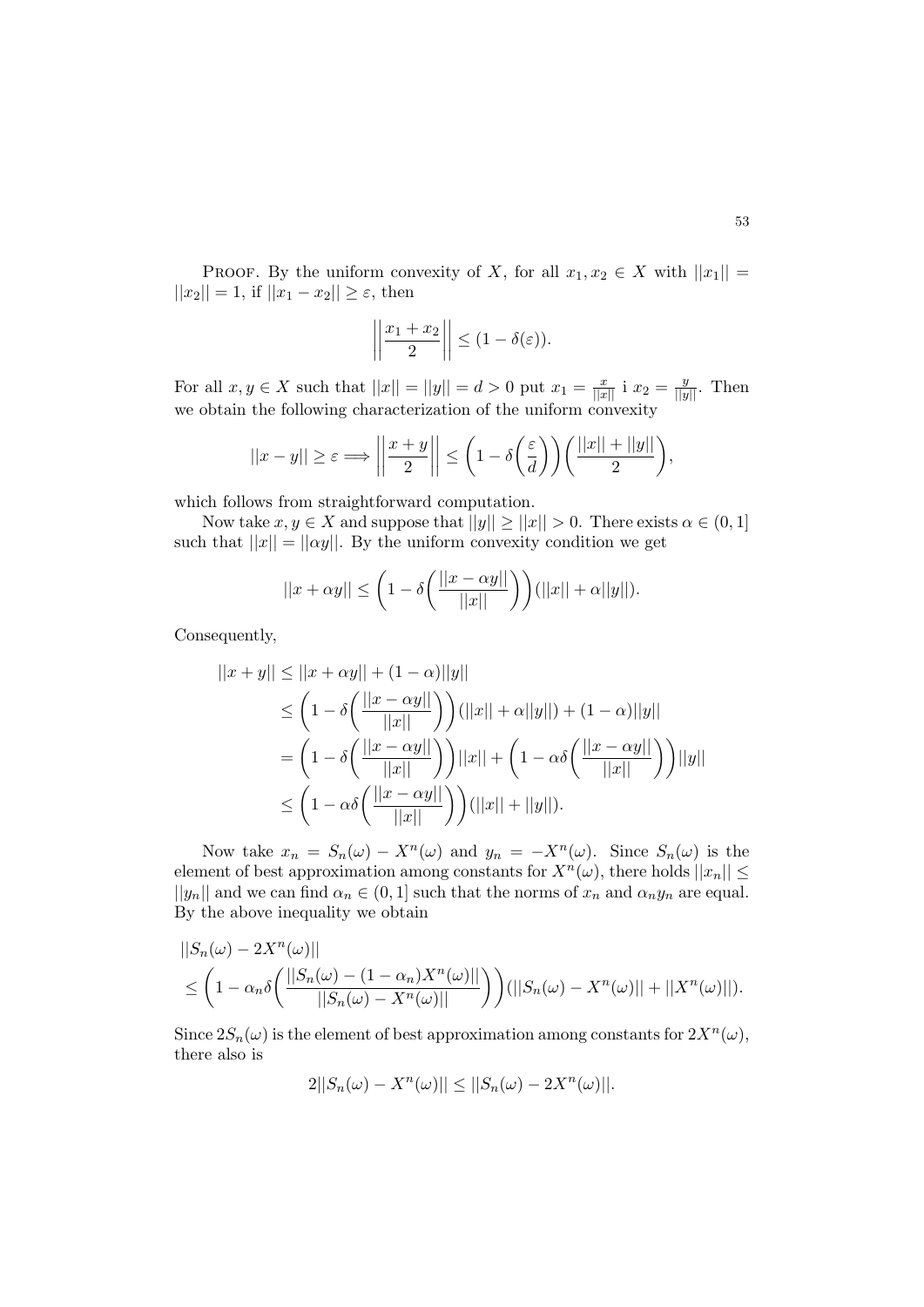Proof. By the uniform convexity of $X$, for all $x_1, x_2 \in X$ with $||x_1|| = ||x_2|| = 1$, if $||x_1 - x_2|| \geq \varepsilon$, then

$$\left|\left|\frac{x_1 + x_2}{2}\right|\right| \leq (1 - \delta(\varepsilon)).$$

For all $x, y \in X$ such that $||x|| = ||y|| = d > 0$ put $x_1 = \frac{x}{||x||}$ i $x_2 = \frac{y}{||y||}$. Then we obtain the following characterization of the uniform convexity

$$||x - y|| \geq \varepsilon \Longrightarrow \left|\left|\frac{x + y}{2}\right|\right| \leq \left(1 - \delta\left(\frac{\varepsilon}{d}\right)\right)\left(\frac{||x|| + ||y||}{2}\right),$$

which follows from straightforward computation.

Now take $x, y \in X$ and suppose that $||y|| \geq ||x|| > 0$. There exists $\alpha \in (0, 1]$ such that $||x|| = ||\alpha y||$. By the uniform convexity condition we get

$$||x + \alpha y|| \leq \left(1 - \delta\left(\frac{||x - \alpha y||}{||x||}\right)\right)(||x|| + \alpha||y||).$$

Consequently,

$$\begin{aligned}
||x + y|| &\leq ||x + \alpha y|| + (1 - \alpha)||y|| \\
&\leq \left(1 - \delta\left(\frac{||x - \alpha y||}{||x||}\right)\right)(||x|| + \alpha||y||) + (1 - \alpha)||y|| \\
&= \left(1 - \delta\left(\frac{||x - \alpha y||}{||x||}\right)\right)||x|| + \left(1 - \alpha\delta\left(\frac{||x - \alpha y||}{||x||}\right)\right)||y|| \\
&\leq \left(1 - \alpha\delta\left(\frac{||x - \alpha y||}{||x||}\right)\right)(||x|| + ||y||).
\end{aligned}$$

Now take $x_n = S_n(\omega) - X^n(\omega)$ and $y_n = -X^n(\omega)$. Since $S_n(\omega)$ is the element of best approximation among constants for $X^n(\omega)$, there holds $||x_n|| \leq ||y_n||$ and we can find $\alpha_n \in (0, 1]$ such that the norms of $x_n$ and $\alpha_n y_n$ are equal. By the above inequality we obtain

$$\begin{aligned}
&||S_n(\omega) - 2X^n(\omega)|| \\
&\leq \left(1 - \alpha_n\delta\left(\frac{||S_n(\omega) - (1 - \alpha_n)X^n(\omega)||}{||S_n(\omega) - X^n(\omega)||}\right)\right)(||S_n(\omega) - X^n(\omega)|| + ||X^n(\omega)||).
\end{aligned}$$

Since $2S_n(\omega)$ is the element of best approximation among constants for $2X^n(\omega)$, there also is

$$2||S_n(\omega) - X^n(\omega)|| \leq ||S_n(\omega) - 2X^n(\omega)||.$$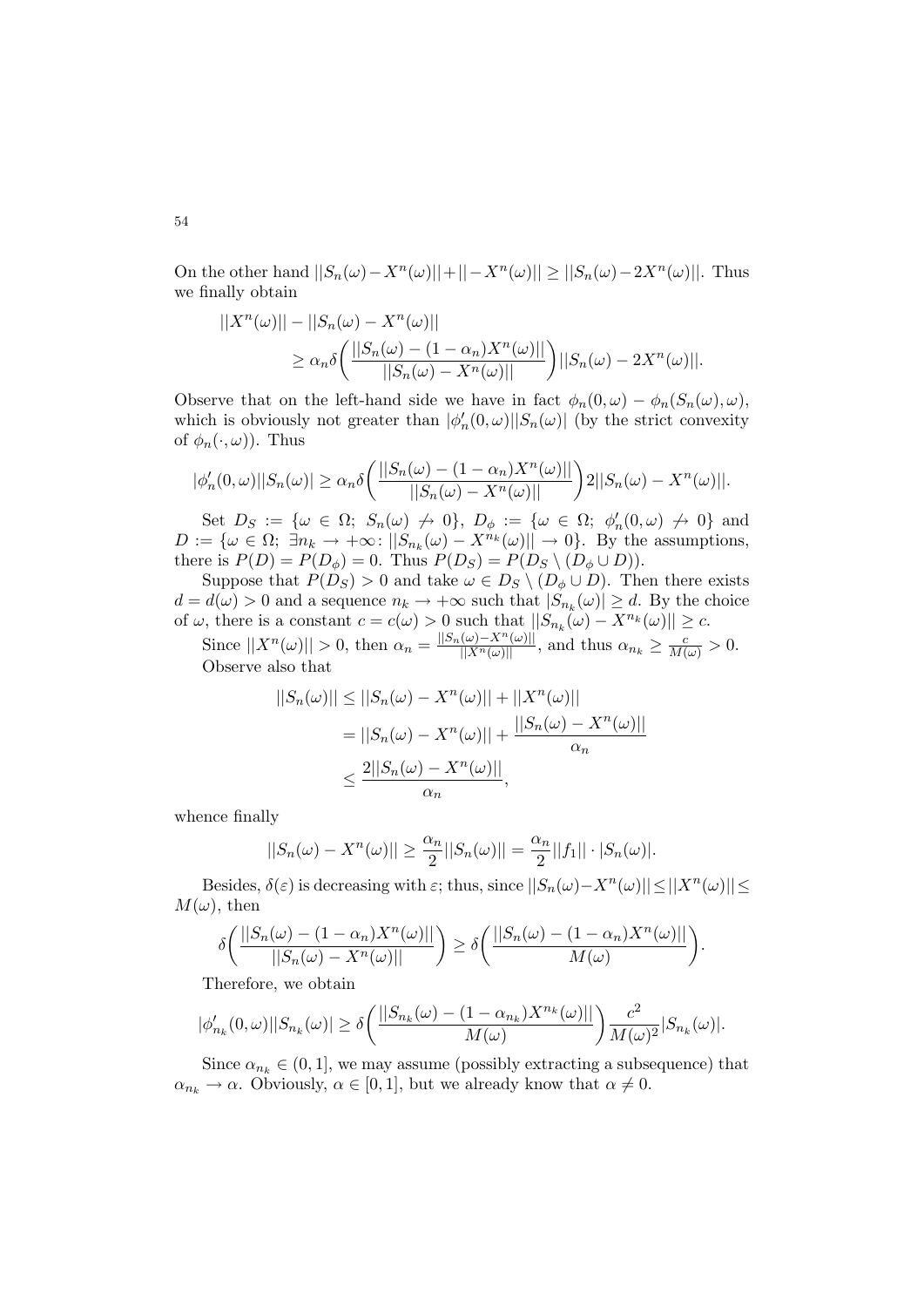On the other hand $||S_n(\omega) - X^n(\omega)|| + || - X^n(\omega)|| \geq ||S_n(\omega) - 2X^n(\omega)||$. Thus we finally obtain

$$
\begin{aligned}
||X^n(\omega)|| &- ||S_n(\omega) - X^n(\omega)|| \\
&\geq \alpha_n \delta\bigg(\frac{||S_n(\omega) - (1-\alpha_n)X^n(\omega)||}{||S_n(\omega) - X^n(\omega)||}\bigg)||S_n(\omega) - 2X^n(\omega)||.
\end{aligned}
$$

Observe that on the left-hand side we have in fact $\phi_n(0,\omega) - \phi_n(S_n(\omega),\omega)$, which is obviously not greater than $|\phi_n'(0,\omega)||S_n(\omega)|$ (by the strict convexity of $\phi_n(\cdot,\omega)$). Thus

$$
|\phi_n'(0,\omega)||S_n(\omega)| \geq \alpha_n \delta\bigg(\frac{||S_n(\omega) - (1-\alpha_n)X^n(\omega)||}{||S_n(\omega) - X^n(\omega)||}\bigg)2||S_n(\omega) - X^n(\omega)||.
$$

Set $D_S := \{\omega \in \Omega;\ S_n(\omega) \not\to 0\}$, $D_\phi := \{\omega \in \Omega;\ \phi_n'(0,\omega) \not\to 0\}$ and $D := \{\omega \in \Omega;\ \exists n_k \to +\infty\colon ||S_{n_k}(\omega) - X^{n_k}(\omega)|| \to 0\}$. By the assumptions, there is $P(D) = P(D_\phi) = 0$. Thus $P(D_S) = P(D_S \setminus (D_\phi \cup D))$.

Suppose that $P(D_S) > 0$ and take $\omega \in D_S \setminus (D_\phi \cup D)$. Then there exists $d = d(\omega) > 0$ and a sequence $n_k \to +\infty$ such that $|S_{n_k}(\omega)| \geq d$. By the choice of $\omega$, there is a constant $c = c(\omega) > 0$ such that $||S_{n_k}(\omega) - X^{n_k}(\omega)|| \geq c$.

Since $||X^n(\omega)|| > 0$, then $\alpha_n = \frac{||S_n(\omega) - X^n(\omega)||}{||X^n(\omega)||}$, and thus $\alpha_{n_k} \geq \frac{c}{M(\omega)} > 0$.

Observe also that

$$
\begin{aligned}
||S_n(\omega)|| &\leq ||S_n(\omega) - X^n(\omega)|| + ||X^n(\omega)|| \\
&= ||S_n(\omega) - X^n(\omega)|| + \frac{||S_n(\omega) - X^n(\omega)||}{\alpha_n} \\
&\leq \frac{2||S_n(\omega) - X^n(\omega)||}{\alpha_n},
\end{aligned}
$$

whence finally

$$
||S_n(\omega) - X^n(\omega)|| \geq \frac{\alpha_n}{2}||S_n(\omega)|| = \frac{\alpha_n}{2}||f_1|| \cdot |S_n(\omega)|.
$$

Besides, $\delta(\varepsilon)$ is decreasing with $\varepsilon$; thus, since $||S_n(\omega) - X^n(\omega)|| \leq ||X^n(\omega)|| \leq M(\omega)$, then

$$
\delta\bigg(\frac{||S_n(\omega) - (1-\alpha_n)X^n(\omega)||}{||S_n(\omega) - X^n(\omega)||}\bigg) \geq \delta\bigg(\frac{||S_n(\omega) - (1-\alpha_n)X^n(\omega)||}{M(\omega)}\bigg).
$$

Therefore, we obtain

$$
|\phi_{n_k}'(0,\omega)||S_{n_k}(\omega)| \geq \delta\bigg(\frac{||S_{n_k}(\omega) - (1-\alpha_{n_k})X^{n_k}(\omega)||}{M(\omega)}\bigg)\frac{c^2}{M(\omega)^2}|S_{n_k}(\omega)|.
$$

Since $\alpha_{n_k} \in (0,1]$, we may assume (possibly extracting a subsequence) that $\alpha_{n_k} \to \alpha$. Obviously, $\alpha \in [0,1]$, but we already know that $\alpha \neq 0$.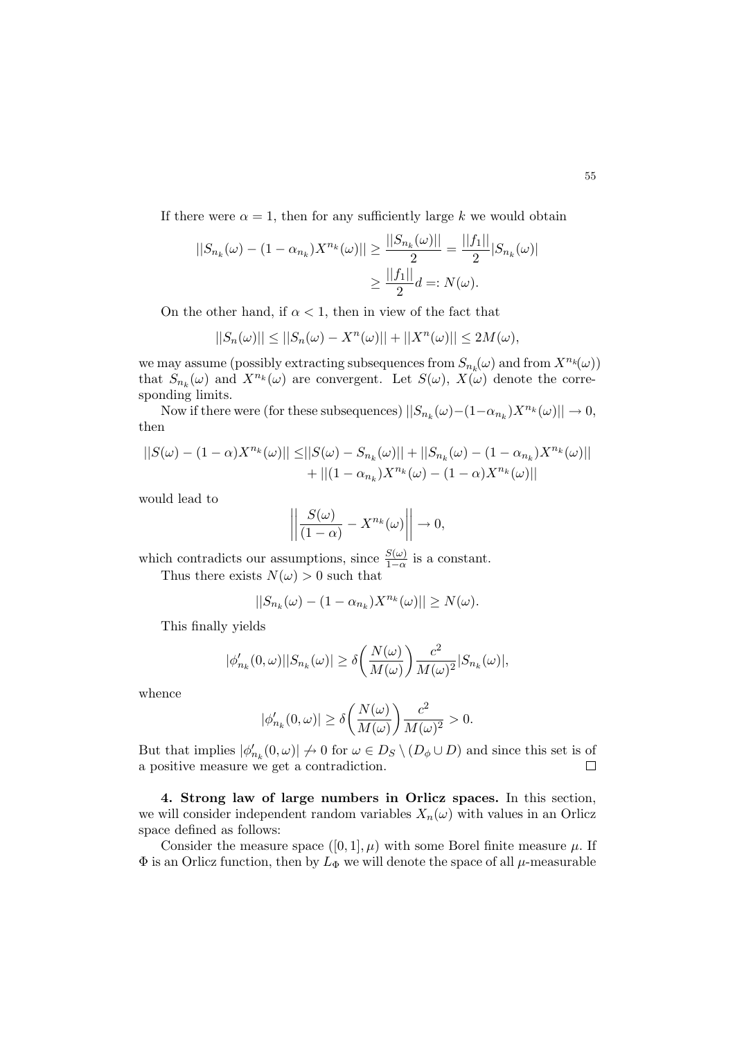If there were $\alpha = 1$, then for any sufficiently large $k$ we would obtain

$$||S_{n_k}(\omega) - (1-\alpha_{n_k})X^{n_k}(\omega)|| \geq \frac{||S_{n_k}(\omega)||}{2} = \frac{||f_1||}{2}|S_{n_k}(\omega)| \geq \frac{||f_1||}{2}d =: N(\omega).$$

On the other hand, if $\alpha < 1$, then in view of the fact that

$$||S_n(\omega)|| \leq ||S_n(\omega) - X^n(\omega)|| + ||X^n(\omega)|| \leq 2M(\omega),$$

we may assume (possibly extracting subsequences from $S_{n_k}(\omega)$ and from $X^{n_k}(\omega)$) that $S_{n_k}(\omega)$ and $X^{n_k}(\omega)$ are convergent. Let $S(\omega)$, $X(\omega)$ denote the corresponding limits.

Now if there were (for these subsequences) $||S_{n_k}(\omega) - (1-\alpha_{n_k})X^{n_k}(\omega)|| \to 0$, then

$$\begin{aligned}||S(\omega) - (1-\alpha)X^{n_k}(\omega)|| \leq &||S(\omega) - S_{n_k}(\omega)|| + ||S_{n_k}(\omega) - (1-\alpha_{n_k})X^{n_k}(\omega)|| \\ &+ ||(1-\alpha_{n_k})X^{n_k}(\omega) - (1-\alpha)X^{n_k}(\omega)||\end{aligned}$$

would lead to

$$\left|\left|\frac{S(\omega)}{(1-\alpha)} - X^{n_k}(\omega)\right|\right| \to 0,$$

which contradicts our assumptions, since $\frac{S(\omega)}{1-\alpha}$ is a constant.

Thus there exists $N(\omega) > 0$ such that

$$||S_{n_k}(\omega) - (1-\alpha_{n_k})X^{n_k}(\omega)|| \geq N(\omega).$$

This finally yields

$$|\phi'_{n_k}(0,\omega)||S_{n_k}(\omega)| \geq \delta\left(\frac{N(\omega)}{M(\omega)}\right)\frac{c^2}{M(\omega)^2}|S_{n_k}(\omega)|,$$

whence

$$|\phi'_{n_k}(0,\omega)| \geq \delta\left(\frac{N(\omega)}{M(\omega)}\right)\frac{c^2}{M(\omega)^2} > 0.$$

But that implies $|\phi'_{n_k}(0,\omega)| \not\to 0$ for $\omega \in D_S \setminus (D_\phi \cup D)$ and since this set is of a positive measure we get a contradiction. □

**4. Strong law of large numbers in Orlicz spaces.** In this section, we will consider independent random variables $X_n(\omega)$ with values in an Orlicz space defined as follows:

Consider the measure space $([0,1], \mu)$ with some Borel finite measure $\mu$. If $\Phi$ is an Orlicz function, then by $L_\Phi$ we will denote the space of all $\mu$-measurable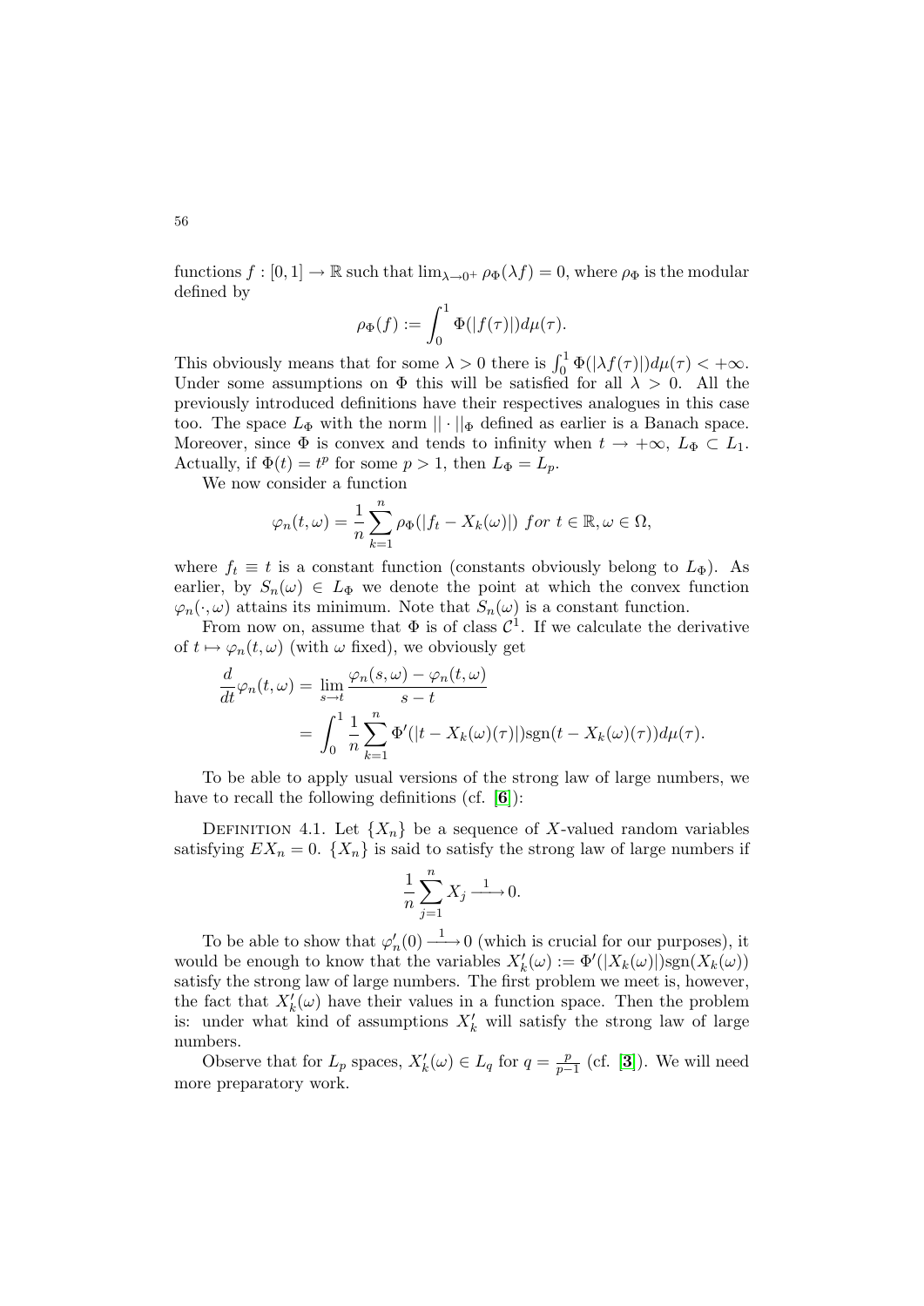functions $f : [0,1] \to \mathbb{R}$ such that $\lim_{\lambda\to 0^+} \rho_\Phi(\lambda f) = 0$, where $\rho_\Phi$ is the modular defined by

$$\rho_\Phi(f) := \int_0^1 \Phi(|f(\tau)|)d\mu(\tau).$$

This obviously means that for some $\lambda > 0$ there is $\int_0^1 \Phi(|\lambda f(\tau)|)d\mu(\tau) < +\infty$. Under some assumptions on $\Phi$ this will be satisfied for all $\lambda > 0$. All the previously introduced definitions have their respectives analogues in this case too. The space $L_\Phi$ with the norm $||\cdot||_\Phi$ defined as earlier is a Banach space. Moreover, since $\Phi$ is convex and tends to infinity when $t \to +\infty$, $L_\Phi \subset L_1$. Actually, if $\Phi(t) = t^p$ for some $p > 1$, then $L_\Phi = L_p$.

We now consider a function

$$\varphi_n(t,\omega) = \frac{1}{n}\sum_{k=1}^{n} \rho_\Phi(|f_t - X_k(\omega)|) \; for \; t \in \mathbb{R}, \omega \in \Omega,$$

where $f_t \equiv t$ is a constant function (constants obviously belong to $L_\Phi$). As earlier, by $S_n(\omega) \in L_\Phi$ we denote the point at which the convex function $\varphi_n(\cdot,\omega)$ attains its minimum. Note that $S_n(\omega)$ is a constant function.

From now on, assume that $\Phi$ is of class $\mathcal{C}^1$. If we calculate the derivative of $t \mapsto \varphi_n(t,\omega)$ (with $\omega$ fixed), we obviously get

$$\begin{aligned}\frac{d}{dt}\varphi_n(t,\omega) &= \lim_{s\to t}\frac{\varphi_n(s,\omega) - \varphi_n(t,\omega)}{s-t} \\ &= \int_0^1 \frac{1}{n}\sum_{k=1}^{n} \Phi'(|t - X_k(\omega)(\tau)|)\mathrm{sgn}(t - X_k(\omega)(\tau))d\mu(\tau).\end{aligned}$$

To be able to apply usual versions of the strong law of large numbers, we have to recall the following definitions (cf. [**6**]):

DEFINITION 4.1. Let $\{X_n\}$ be a sequence of $X$-valued random variables satisfying $EX_n = 0$. $\{X_n\}$ is said to satisfy the strong law of large numbers if

$$\frac{1}{n}\sum_{j=1}^{n} X_j \xrightarrow{\;1\;} 0.$$

To be able to show that $\varphi_n'(0) \xrightarrow{\;1\;} 0$ (which is crucial for our purposes), it would be enough to know that the variables $X_k'(\omega) := \Phi'(|X_k(\omega)|)\mathrm{sgn}(X_k(\omega))$ satisfy the strong law of large numbers. The first problem we meet is, however, the fact that $X_k'(\omega)$ have their values in a function space. Then the problem is: under what kind of assumptions $X_k'$ will satisfy the strong law of large numbers.

Observe that for $L_p$ spaces, $X_k'(\omega) \in L_q$ for $q = \frac{p}{p-1}$ (cf. [**3**]). We will need more preparatory work.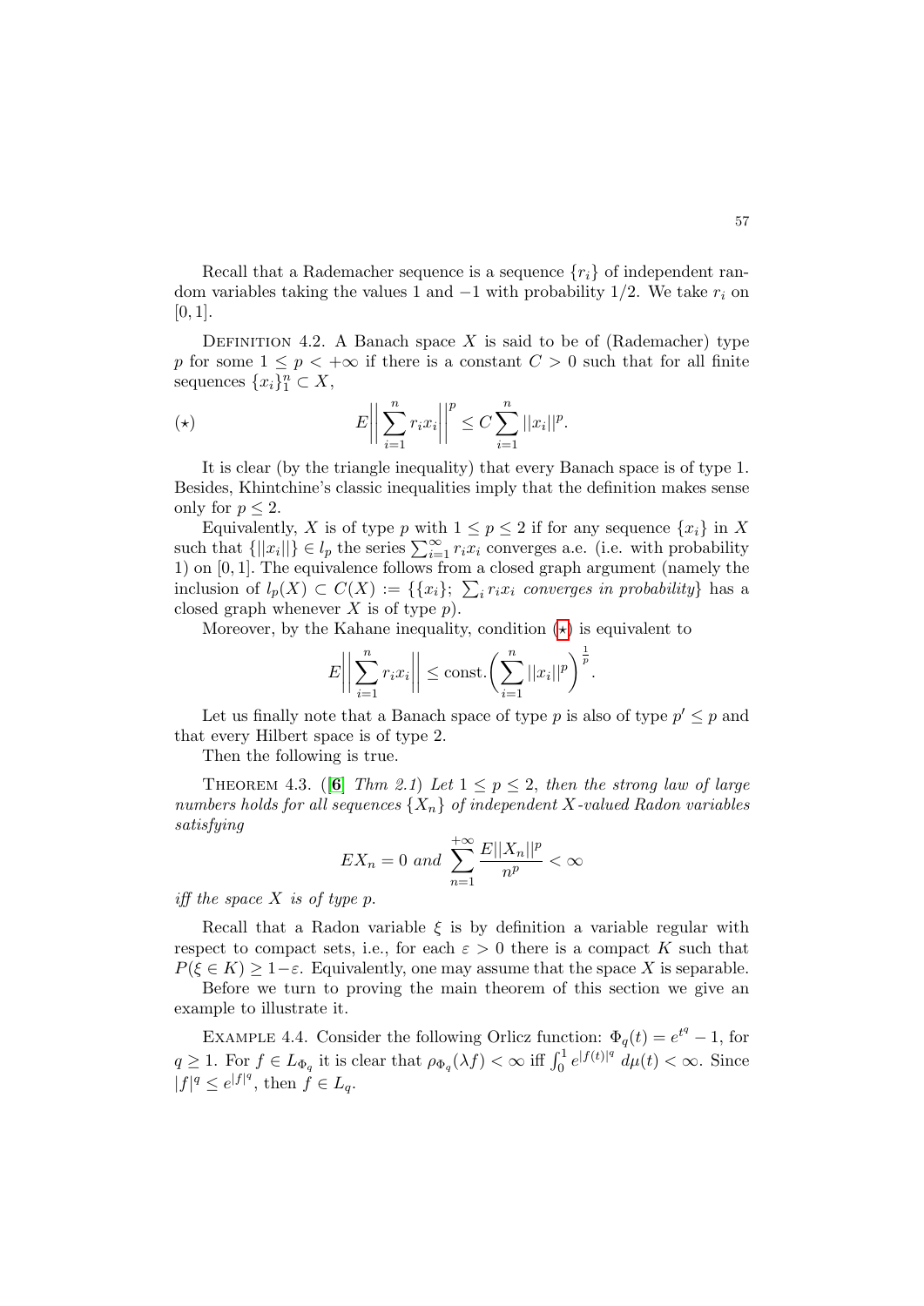Recall that a Rademacher sequence is a sequence $\{r_i\}$ of independent random variables taking the values 1 and $-1$ with probability $1/2$. We take $r_i$ on $[0, 1]$.

Definition 4.2. A Banach space $X$ is said to be of (Rademacher) type $p$ for some $1 \leq p < +\infty$ if there is a constant $C > 0$ such that for all finite sequences $\{x_i\}_1^n \subset X$,

$$(\star) \qquad E\left|\left|\sum_{i=1}^{n} r_i x_i\right|\right|^p \leq C \sum_{i=1}^{n} ||x_i||^p.$$

It is clear (by the triangle inequality) that every Banach space is of type 1. Besides, Khintchine's classic inequalities imply that the definition makes sense only for $p \leq 2$.

Equivalently, $X$ is of type $p$ with $1 \leq p \leq 2$ if for any sequence $\{x_i\}$ in $X$ such that $\{||x_i||\} \in l_p$ the series $\sum_{i=1}^{\infty} r_i x_i$ converges a.e. (i.e. with probability 1) on $[0, 1]$. The equivalence follows from a closed graph argument (namely the inclusion of $l_p(X) \subset C(X) := \{\{x_i\};\ \sum_i r_i x_i$ *converges in probability*$\}$ has a closed graph whenever $X$ is of type $p$).

Moreover, by the Kahane inequality, condition ($\star$) is equivalent to

$$E\left|\left|\sum_{i=1}^{n} r_i x_i\right|\right| \leq \text{const.}\left(\sum_{i=1}^{n} ||x_i||^p\right)^{\frac{1}{p}}.$$

Let us finally note that a Banach space of type $p$ is also of type $p' \leq p$ and that every Hilbert space is of type 2.

Then the following is true.

Theorem 4.3. ([**6**] *Thm 2.1*) *Let $1 \leq p \leq 2$, then the strong law of large numbers holds for all sequences $\{X_n\}$ of independent $X$-valued Radon variables satisfying*

$$EX_n = 0 \textit{ and } \sum_{n=1}^{+\infty} \frac{E||X_n||^p}{n^p} < \infty$$

*iff the space $X$ is of type $p$.*

Recall that a Radon variable $\xi$ is by definition a variable regular with respect to compact sets, i.e., for each $\varepsilon > 0$ there is a compact $K$ such that $P(\xi \in K) \geq 1 - \varepsilon$. Equivalently, one may assume that the space $X$ is separable.

Before we turn to proving the main theorem of this section we give an example to illustrate it.

Example 4.4. Consider the following Orlicz function: $\Phi_q(t) = e^{t^q} - 1$, for $q \geq 1$. For $f \in L_{\Phi_q}$ it is clear that $\rho_{\Phi_q}(\lambda f) < \infty$ iff $\int_0^1 e^{|f(t)|^q}\, d\mu(t) < \infty$. Since $|f|^q \leq e^{|f|^q}$, then $f \in L_q$.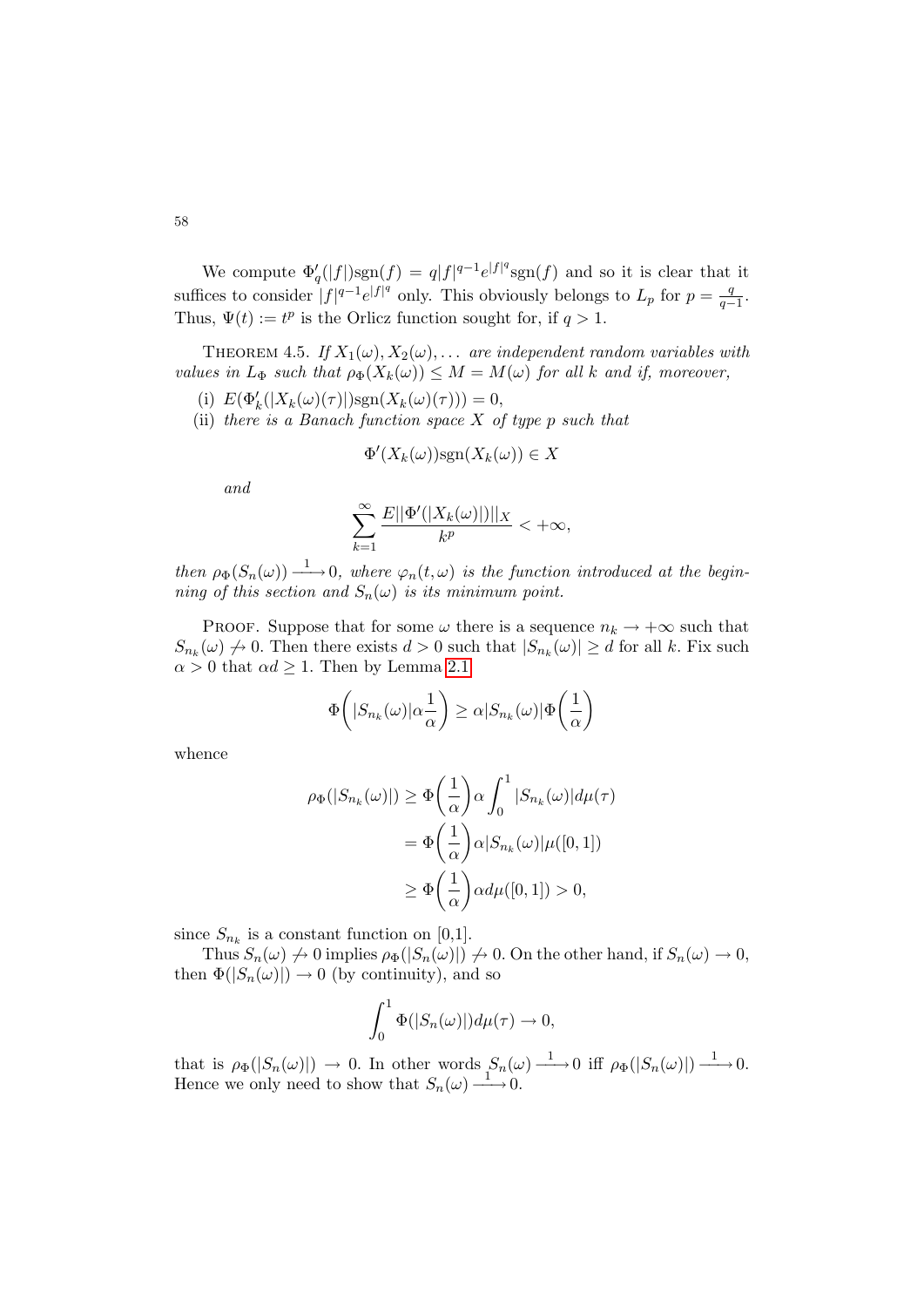We compute $\Phi'_q(|f|)\mathrm{sgn}(f) = q|f|^{q-1}e^{|f|^q}\mathrm{sgn}(f)$ and so it is clear that it suffices to consider $|f|^{q-1}e^{|f|^q}$ only. This obviously belongs to $L_p$ for $p = \frac{q}{q-1}$. Thus, $\Psi(t) := t^p$ is the Orlicz function sought for, if $q > 1$.

THEOREM 4.5. *If $X_1(\omega), X_2(\omega), \ldots$ are independent random variables with values in $L_\Phi$ such that $\rho_\Phi(X_k(\omega)) \le M = M(\omega)$ for all $k$ and if, moreover,*

(i) $E(\Phi'_k(|X_k(\omega)(\tau)|)\mathrm{sgn}(X_k(\omega)(\tau))) = 0$,

(ii) *there is a Banach function space $X$ of type $p$ such that*

$$\Phi'(X_k(\omega))\mathrm{sgn}(X_k(\omega)) \in X$$

*and*

$$\sum_{k=1}^{\infty} \frac{E||\Phi'(|X_k(\omega)|)||_X}{k^p} < +\infty,$$

*then $\rho_\Phi(S_n(\omega)) \xrightarrow{\ 1\ } 0$, where $\varphi_n(t,\omega)$ is the function introduced at the beginning of this section and $S_n(\omega)$ is its minimum point.*

PROOF. Suppose that for some $\omega$ there is a sequence $n_k \to +\infty$ such that $S_{n_k}(\omega) \not\to 0$. Then there exists $d > 0$ such that $|S_{n_k}(\omega)| \ge d$ for all $k$. Fix such $\alpha > 0$ that $\alpha d \ge 1$. Then by Lemma 2.1

$$\Phi\left(|S_{n_k}(\omega)|\alpha\frac{1}{\alpha}\right) \ge \alpha|S_{n_k}(\omega)|\Phi\left(\frac{1}{\alpha}\right)$$

whence

$$\begin{aligned}
\rho_\Phi(|S_{n_k}(\omega)|) &\ge \Phi\left(\frac{1}{\alpha}\right)\alpha\int_0^1 |S_{n_k}(\omega)|d\mu(\tau) \\
&= \Phi\left(\frac{1}{\alpha}\right)\alpha|S_{n_k}(\omega)|\mu([0,1]) \\
&\ge \Phi\left(\frac{1}{\alpha}\right)\alpha d\mu([0,1]) > 0,
\end{aligned}$$

since $S_{n_k}$ is a constant function on [0,1].

Thus $S_n(\omega) \not\to 0$ implies $\rho_\Phi(|S_n(\omega)|) \not\to 0$. On the other hand, if $S_n(\omega) \to 0$, then $\Phi(|S_n(\omega)|) \to 0$ (by continuity), and so

$$\int_0^1 \Phi(|S_n(\omega)|)d\mu(\tau) \to 0,$$

that is $\rho_\Phi(|S_n(\omega)|) \to 0$. In other words $S_n(\omega) \xrightarrow{\ 1\ } 0$ iff $\rho_\Phi(|S_n(\omega)|) \xrightarrow{\ 1\ } 0$. Hence we only need to show that $S_n(\omega) \xrightarrow{\ 1\ } 0$.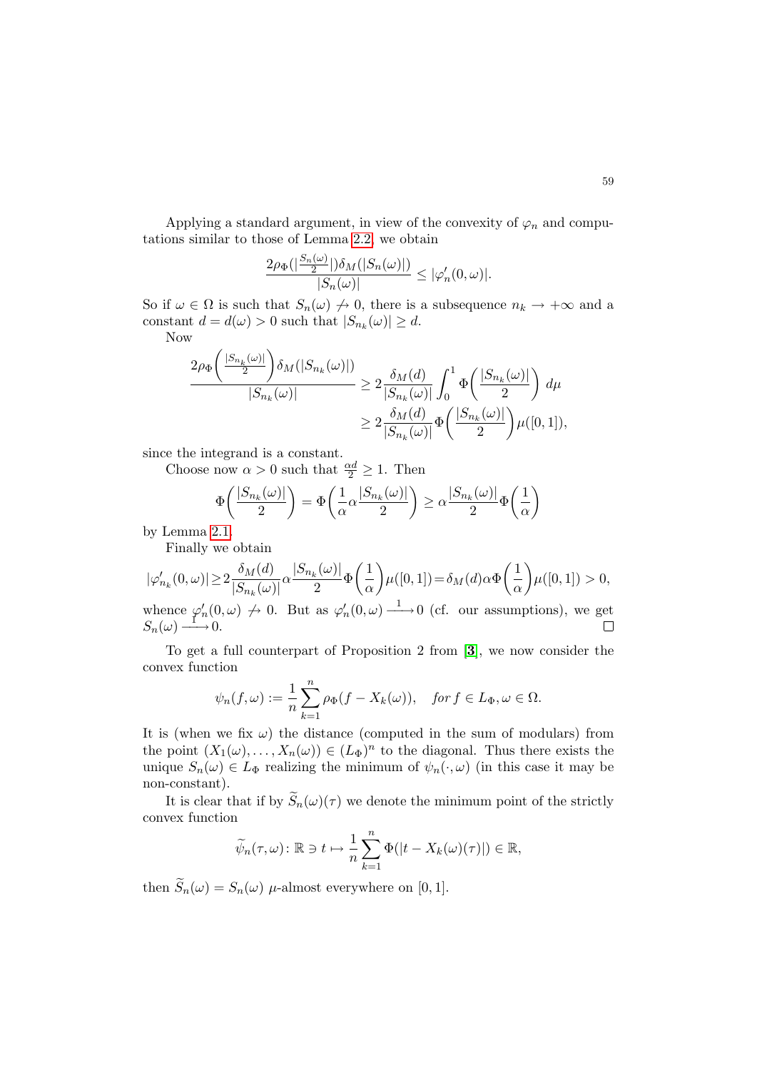Applying a standard argument, in view of the convexity of $\varphi_n$ and computations similar to those of Lemma 2.2, we obtain

$$\frac{2\rho_\Phi(|\frac{S_n(\omega)}{2}|)\delta_M(|S_n(\omega)|)}{|S_n(\omega)|} \leq |\varphi_n'(0,\omega)|.$$

So if $\omega \in \Omega$ is such that $S_n(\omega) \not\to 0$, there is a subsequence $n_k \to +\infty$ and a constant $d = d(\omega) > 0$ such that $|S_{n_k}(\omega)| \geq d$.

Now

$$\begin{aligned}
\frac{2\rho_\Phi\left(\frac{|S_{n_k}(\omega)|}{2}\right)\delta_M(|S_{n_k}(\omega)|)}{|S_{n_k}(\omega)|} &\geq 2\frac{\delta_M(d)}{|S_{n_k}(\omega)|}\int_0^1 \Phi\left(\frac{|S_{n_k}(\omega)|}{2}\right)\, d\mu \\
&\geq 2\frac{\delta_M(d)}{|S_{n_k}(\omega)|}\Phi\left(\frac{|S_{n_k}(\omega)|}{2}\right)\mu([0,1]),
\end{aligned}$$

since the integrand is a constant.

Choose now $\alpha > 0$ such that $\frac{\alpha d}{2} \geq 1$. Then

$$\Phi\left(\frac{|S_{n_k}(\omega)|}{2}\right) = \Phi\left(\frac{1}{\alpha}\alpha\frac{|S_{n_k}(\omega)|}{2}\right) \geq \alpha\frac{|S_{n_k}(\omega)|}{2}\Phi\left(\frac{1}{\alpha}\right)$$

by Lemma 2.1.

Finally we obtain

$$|\varphi_{n_k}'(0,\omega)| \geq 2\frac{\delta_M(d)}{|S_{n_k}(\omega)|}\alpha\frac{|S_{n_k}(\omega)|}{2}\Phi\left(\frac{1}{\alpha}\right)\mu([0,1]) = \delta_M(d)\alpha\Phi\left(\frac{1}{\alpha}\right)\mu([0,1]) > 0,$$

whence $\varphi_n'(0,\omega) \not\to 0$. But as $\varphi_n'(0,\omega) \xrightarrow{1} 0$ (cf. our assumptions), we get $S_n(\omega) \xrightarrow{1} 0$. □

To get a full counterpart of Proposition 2 from [3], we now consider the convex function

$$\psi_n(f,\omega) := \frac{1}{n}\sum_{k=1}^{n}\rho_\Phi(f - X_k(\omega)), \quad \text{for } f \in L_\Phi, \omega \in \Omega.$$

It is (when we fix $\omega$) the distance (computed in the sum of modulars) from the point $(X_1(\omega), \ldots, X_n(\omega)) \in (L_\Phi)^n$ to the diagonal. Thus there exists the unique $S_n(\omega) \in L_\Phi$ realizing the minimum of $\psi_n(\cdot,\omega)$ (in this case it may be non-constant).

It is clear that if by $\widetilde{S}_n(\omega)(\tau)$ we denote the minimum point of the strictly convex function

$$\widetilde{\psi}_n(\tau,\omega) \colon \mathbb{R} \ni t \mapsto \frac{1}{n}\sum_{k=1}^{n}\Phi(|t - X_k(\omega)(\tau)|) \in \mathbb{R},$$

then $\widetilde{S}_n(\omega) = S_n(\omega)$ $\mu$-almost everywhere on $[0,1]$.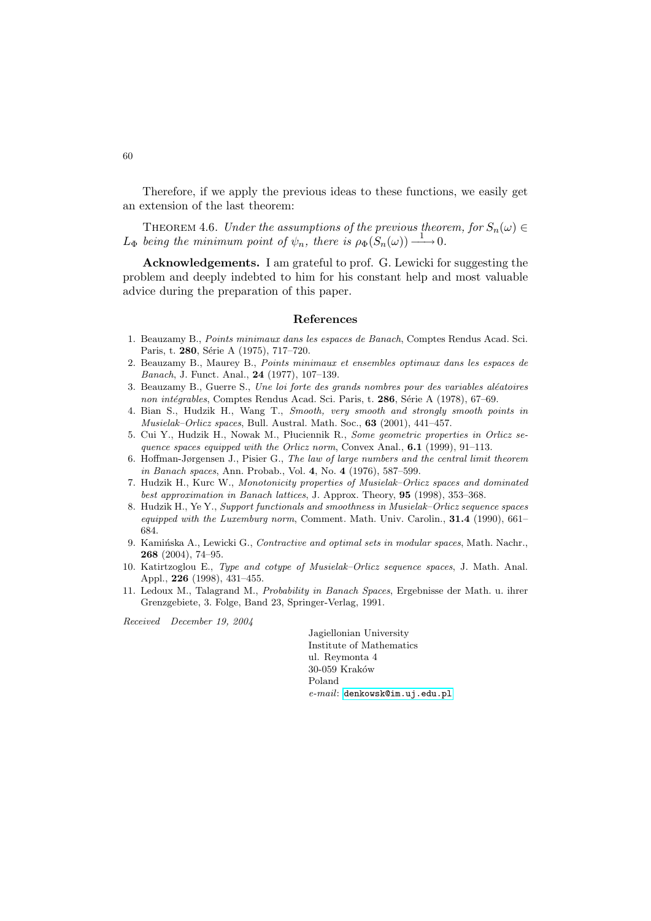Therefore, if we apply the previous ideas to these functions, we easily get an extension of the last theorem:

THEOREM 4.6. *Under the assumptions of the previous theorem, for $S_n(\omega) \in L_\Phi$ being the minimum point of $\psi_n$, there is $\rho_\Phi(S_n(\omega)) \xrightarrow{1} 0$.*

**Acknowledgements.** I am grateful to prof. G. Lewicki for suggesting the problem and deeply indebted to him for his constant help and most valuable advice during the preparation of this paper.

## References

1. Beauzamy B., *Points minimaux dans les espaces de Banach*, Comptes Rendus Acad. Sci. Paris, t. **280**, Série A (1975), 717–720.
2. Beauzamy B., Maurey B., *Points minimaux et ensembles optimaux dans les espaces de Banach*, J. Funct. Anal., **24** (1977), 107–139.
3. Beauzamy B., Guerre S., *Une loi forte des grands nombres pour des variables aléatoires non intégrables*, Comptes Rendus Acad. Sci. Paris, t. **286**, Série A (1978), 67–69.
4. Bian S., Hudzik H., Wang T., *Smooth, very smooth and strongly smooth points in Musielak–Orlicz spaces*, Bull. Austral. Math. Soc., **63** (2001), 441–457.
5. Cui Y., Hudzik H., Nowak M., Pluciennik R., *Some geometric properties in Orlicz sequence spaces equipped with the Orlicz norm*, Convex Anal., **6.1** (1999), 91–113.
6. Hoffman-Jørgensen J., Pisier G., *The law of large numbers and the central limit theorem in Banach spaces*, Ann. Probab., Vol. **4**, No. **4** (1976), 587–599.
7. Hudzik H., Kurc W., *Monotonicity properties of Musielak–Orlicz spaces and dominated best approximation in Banach lattices*, J. Approx. Theory, **95** (1998), 353–368.
8. Hudzik H., Ye Y., *Support functionals and smoothness in Musielak–Orlicz sequence spaces equipped with the Luxemburg norm*, Comment. Math. Univ. Carolin., **31.4** (1990), 661–684.
9. Kamińska A., Lewicki G., *Contractive and optimal sets in modular spaces*, Math. Nachr., **268** (2004), 74–95.
10. Katirtzoglou E., *Type and cotype of Musielak–Orlicz sequence spaces*, J. Math. Anal. Appl., **226** (1998), 431–455.
11. Ledoux M., Talagrand M., *Probability in Banach Spaces*, Ergebnisse der Math. u. ihrer Grenzgebiete, 3. Folge, Band 23, Springer-Verlag, 1991.

*Received December 19, 2004*

Jagiellonian University
Institute of Mathematics
ul. Reymonta 4
30-059 Kraków
Poland
*e-mail*: denkowsk@im.uj.edu.pl